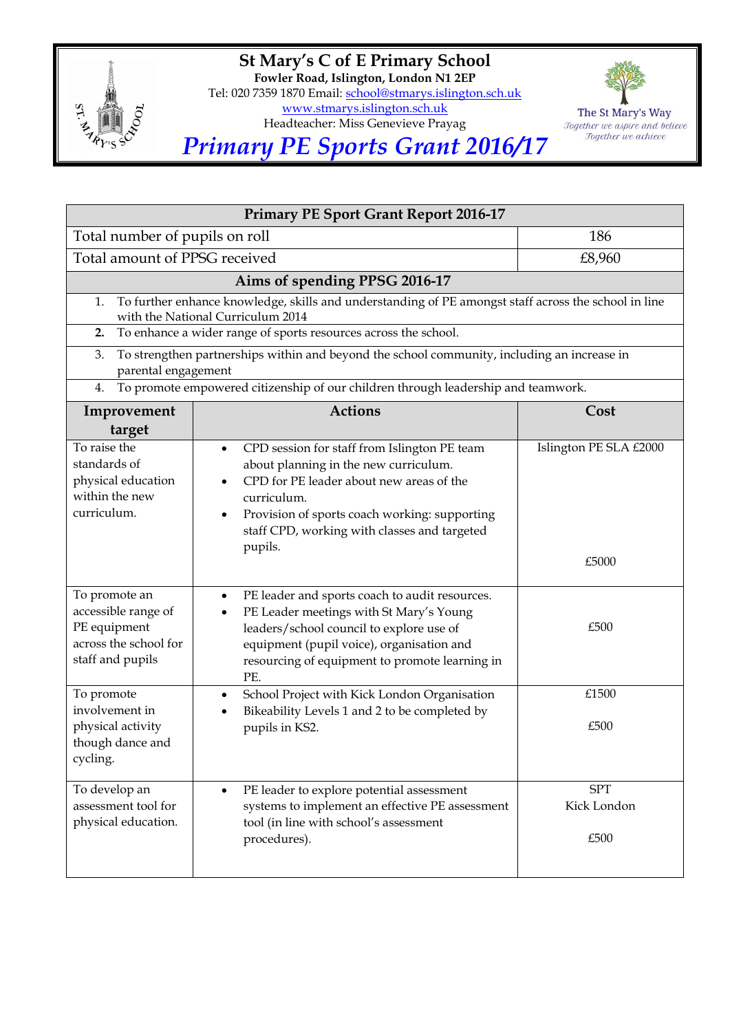# St Mary's C of E Primary School

**Fowler Road, Islington, London N1 2EP**

Tel: 020 7359 1870 Email: school@stmarys.islington.sch.uk

www.stmarys.islington.sch.uk

Headteacher: Miss Genevieve Prayag

The St Mary's Way
*Together we aspire and believe*
*Together we achieve*

## *Primary PE Sports Grant 2016/17*

| **Primary PE Sport Grant Report 2016-17** | | |
|---|---|---|
| Total number of pupils on roll | | 186 |
| Total amount of PPSG received | | £8,960 |
| **Aims of spending PPSG 2016-17** | | |
| 1. To further enhance knowledge, skills and understanding of PE amongst staff across the school in line with the National Curriculum 2014 | | |
| **2.** To enhance a wider range of sports resources across the school. | | |
| 3. To strengthen partnerships within and beyond the school community, including an increase in parental engagement | | |
| 4. To promote empowered citizenship of our children through leadership and teamwork. | | |
| **Improvement target** | **Actions** | **Cost** |
| To raise the standards of physical education within the new curriculum. | • CPD session for staff from Islington PE team about planning in the new curriculum.<br>• CPD for PE leader about new areas of the curriculum.<br>• Provision of sports coach working: supporting staff CPD, working with classes and targeted pupils. | Islington PE SLA £2000<br><br>£5000 |
| To promote an accessible range of PE equipment across the school for staff and pupils | • PE leader and sports coach to audit resources.<br>• PE Leader meetings with St Mary's Young leaders/school council to explore use of equipment (pupil voice), organisation and resourcing of equipment to promote learning in PE. | £500 |
| To promote involvement in physical activity though dance and cycling. | • School Project with Kick London Organisation<br>• Bikeability Levels 1 and 2 to be completed by pupils in KS2. | £1500<br><br>£500 |
| To develop an assessment tool for physical education. | • PE leader to explore potential assessment systems to implement an effective PE assessment tool (in line with school's assessment procedures). | SPT<br>Kick London<br><br>£500 |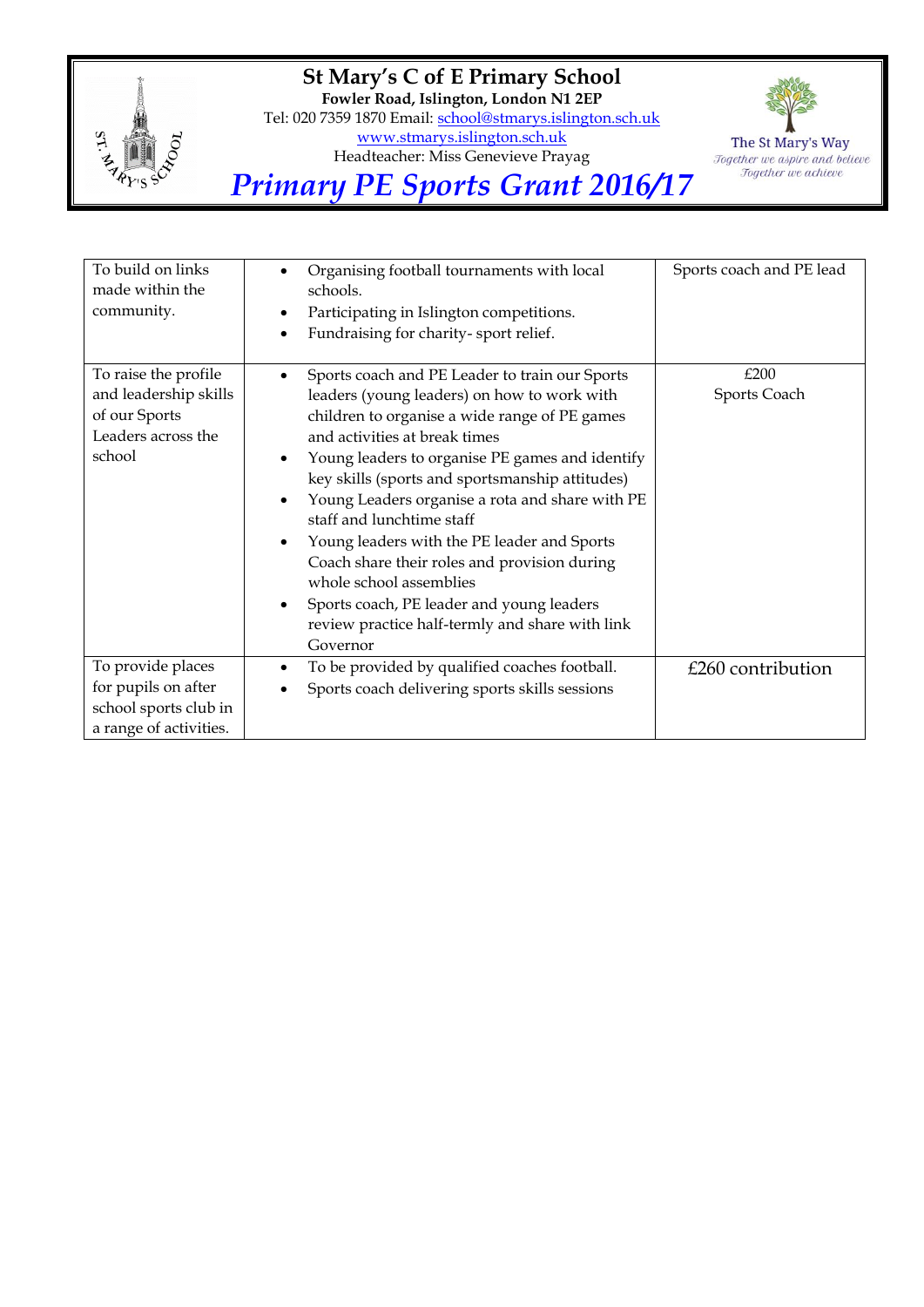# St Mary's C of E Primary School

**Fowler Road, Islington, London N1 2EP**

Tel: 020 7359 1870 Email: school@stmarys.islington.sch.uk

www.stmarys.islington.sch.uk

Headteacher: Miss Genevieve Prayag

The St Mary's Way

*Together we aspire and believe*
*Together we achieve*

## *Primary PE Sports Grant 2016/17*

| | | |
|---|---|---|
| To build on links made within the community. | • Organising football tournaments with local schools.<br>• Participating in Islington competitions.<br>• Fundraising for charity- sport relief. | Sports coach and PE lead |
| To raise the profile and leadership skills of our Sports Leaders across the school | • Sports coach and PE Leader to train our Sports leaders (young leaders) on how to work with children to organise a wide range of PE games and activities at break times<br>• Young leaders to organise PE games and identify key skills (sports and sportsmanship attitudes)<br>• Young Leaders organise a rota and share with PE staff and lunchtime staff<br>• Young leaders with the PE leader and Sports Coach share their roles and provision during whole school assemblies<br>• Sports coach, PE leader and young leaders review practice half-termly and share with link Governor | £200<br>Sports Coach |
| To provide places for pupils on after school sports club in a range of activities. | • To be provided by qualified coaches football.<br>• Sports coach delivering sports skills sessions | £260 contribution |